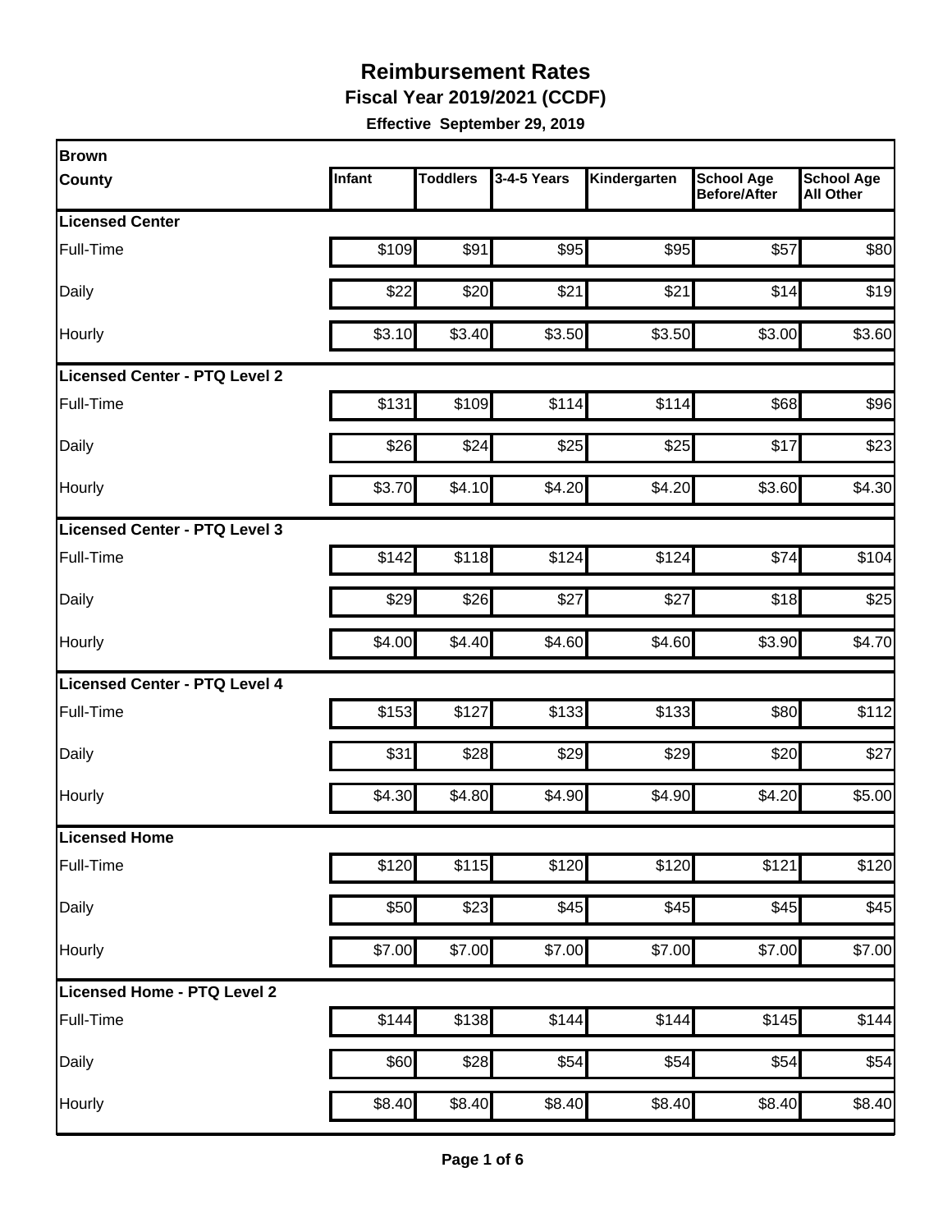# Reimbursement Rates

## Fiscal Year 2019/2021 (CCDF)

**Effective September 29, 2019**

| Brown County | Infant | Toddlers | 3-4-5 Years | Kindergarten | School Age Before/After | School Age All Other |
|---|---|---|---|---|---|---|
| **Licensed Center** | | | | | | |
| Full-Time | $109 | $91 | $95 | $95 | $57 | $80 |
| Daily | $22 | $20 | $21 | $21 | $14 | $19 |
| Hourly | $3.10 | $3.40 | $3.50 | $3.50 | $3.00 | $3.60 |
| **Licensed Center - PTQ Level 2** | | | | | | |
| Full-Time | $131 | $109 | $114 | $114 | $68 | $96 |
| Daily | $26 | $24 | $25 | $25 | $17 | $23 |
| Hourly | $3.70 | $4.10 | $4.20 | $4.20 | $3.60 | $4.30 |
| **Licensed Center - PTQ Level 3** | | | | | | |
| Full-Time | $142 | $118 | $124 | $124 | $74 | $104 |
| Daily | $29 | $26 | $27 | $27 | $18 | $25 |
| Hourly | $4.00 | $4.40 | $4.60 | $4.60 | $3.90 | $4.70 |
| **Licensed Center - PTQ Level 4** | | | | | | |
| Full-Time | $153 | $127 | $133 | $133 | $80 | $112 |
| Daily | $31 | $28 | $29 | $29 | $20 | $27 |
| Hourly | $4.30 | $4.80 | $4.90 | $4.90 | $4.20 | $5.00 |
| **Licensed Home** | | | | | | |
| Full-Time | $120 | $115 | $120 | $120 | $121 | $120 |
| Daily | $50 | $23 | $45 | $45 | $45 | $45 |
| Hourly | $7.00 | $7.00 | $7.00 | $7.00 | $7.00 | $7.00 |
| **Licensed Home - PTQ Level 2** | | | | | | |
| Full-Time | $144 | $138 | $144 | $144 | $145 | $144 |
| Daily | $60 | $28 | $54 | $54 | $54 | $54 |
| Hourly | $8.40 | $8.40 | $8.40 | $8.40 | $8.40 | $8.40 |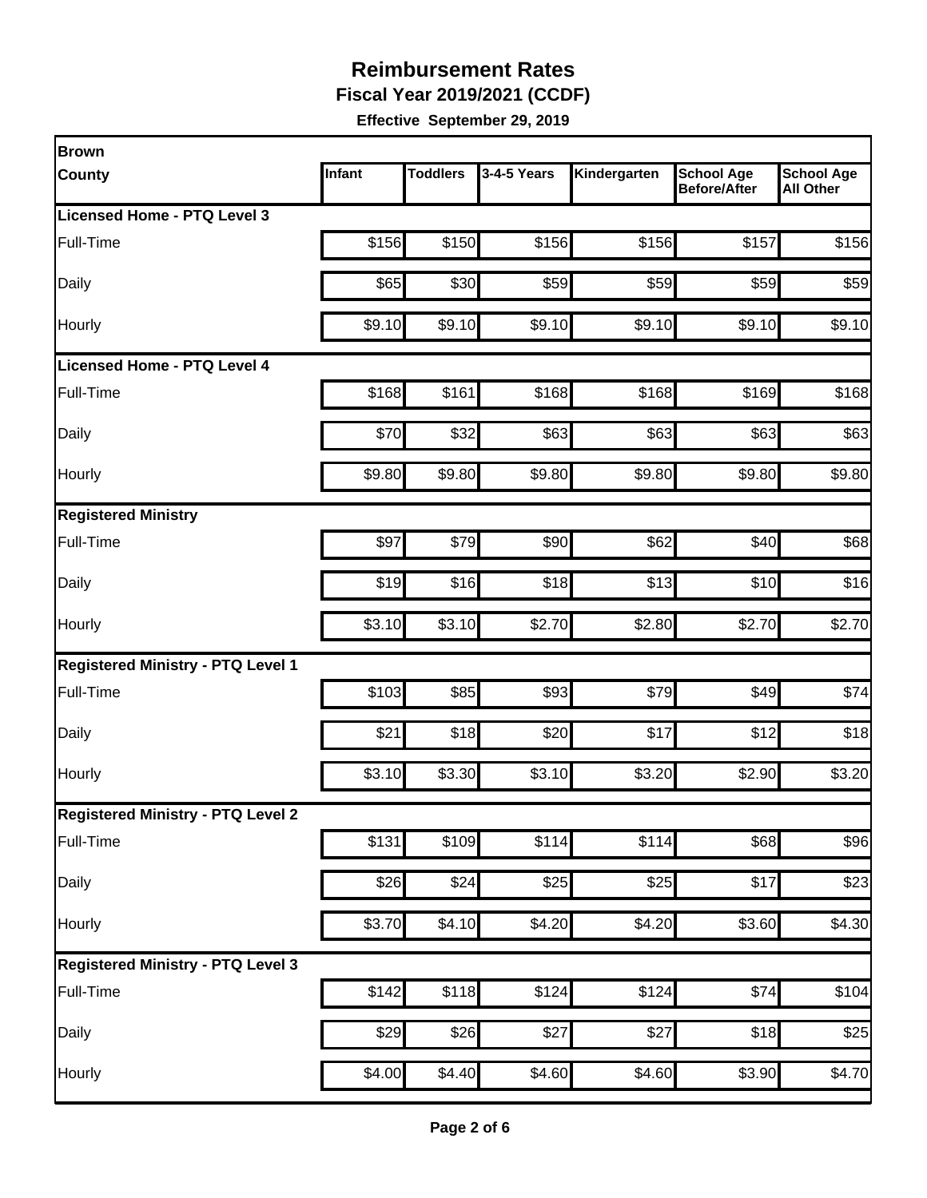# Reimbursement Rates

**Fiscal Year 2019/2021 (CCDF)**

**Effective September 29, 2019**

| Brown County | Infant | Toddlers | 3-4-5 Years | Kindergarten | School Age Before/After | School Age All Other |
|---|---|---|---|---|---|---|
| **Licensed Home - PTQ Level 3** | | | | | | |
| Full-Time | $156 | $150 | $156 | $156 | $157 | $156 |
| Daily | $65 | $30 | $59 | $59 | $59 | $59 |
| Hourly | $9.10 | $9.10 | $9.10 | $9.10 | $9.10 | $9.10 |
| **Licensed Home - PTQ Level 4** | | | | | | |
| Full-Time | $168 | $161 | $168 | $168 | $169 | $168 |
| Daily | $70 | $32 | $63 | $63 | $63 | $63 |
| Hourly | $9.80 | $9.80 | $9.80 | $9.80 | $9.80 | $9.80 |
| **Registered Ministry** | | | | | | |
| Full-Time | $97 | $79 | $90 | $62 | $40 | $68 |
| Daily | $19 | $16 | $18 | $13 | $10 | $16 |
| Hourly | $3.10 | $3.10 | $2.70 | $2.80 | $2.70 | $2.70 |
| **Registered Ministry - PTQ Level 1** | | | | | | |
| Full-Time | $103 | $85 | $93 | $79 | $49 | $74 |
| Daily | $21 | $18 | $20 | $17 | $12 | $18 |
| Hourly | $3.10 | $3.30 | $3.10 | $3.20 | $2.90 | $3.20 |
| **Registered Ministry - PTQ Level 2** | | | | | | |
| Full-Time | $131 | $109 | $114 | $114 | $68 | $96 |
| Daily | $26 | $24 | $25 | $25 | $17 | $23 |
| Hourly | $3.70 | $4.10 | $4.20 | $4.20 | $3.60 | $4.30 |
| **Registered Ministry - PTQ Level 3** | | | | | | |
| Full-Time | $142 | $118 | $124 | $124 | $74 | $104 |
| Daily | $29 | $26 | $27 | $27 | $18 | $25 |
| Hourly | $4.00 | $4.40 | $4.60 | $4.60 | $3.90 | $4.70 |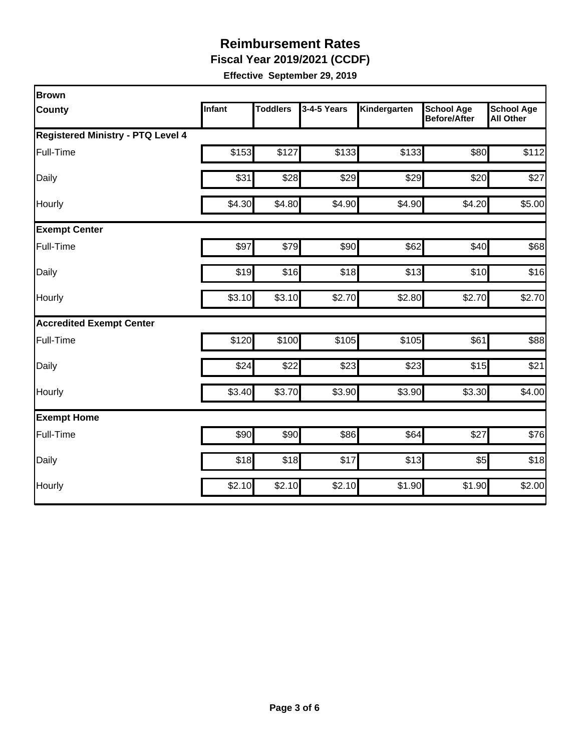# Reimbursement Rates

**Fiscal Year 2019/2021 (CCDF)**

**Effective September 29, 2019**

| Brown County | Infant | Toddlers | 3-4-5 Years | Kindergarten | School Age Before/After | School Age All Other |
|---|---|---|---|---|---|---|
| **Registered Ministry - PTQ Level 4** | | | | | | |
| Full-Time | $153 | $127 | $133 | $133 | $80 | $112 |
| Daily | $31 | $28 | $29 | $29 | $20 | $27 |
| Hourly | $4.30 | $4.80 | $4.90 | $4.90 | $4.20 | $5.00 |
| **Exempt Center** | | | | | | |
| Full-Time | $97 | $79 | $90 | $62 | $40 | $68 |
| Daily | $19 | $16 | $18 | $13 | $10 | $16 |
| Hourly | $3.10 | $3.10 | $2.70 | $2.80 | $2.70 | $2.70 |
| **Accredited Exempt Center** | | | | | | |
| Full-Time | $120 | $100 | $105 | $105 | $61 | $88 |
| Daily | $24 | $22 | $23 | $23 | $15 | $21 |
| Hourly | $3.40 | $3.70 | $3.90 | $3.90 | $3.30 | $4.00 |
| **Exempt Home** | | | | | | |
| Full-Time | $90 | $90 | $86 | $64 | $27 | $76 |
| Daily | $18 | $18 | $17 | $13 | $5 | $18 |
| Hourly | $2.10 | $2.10 | $2.10 | $1.90 | $1.90 | $2.00 |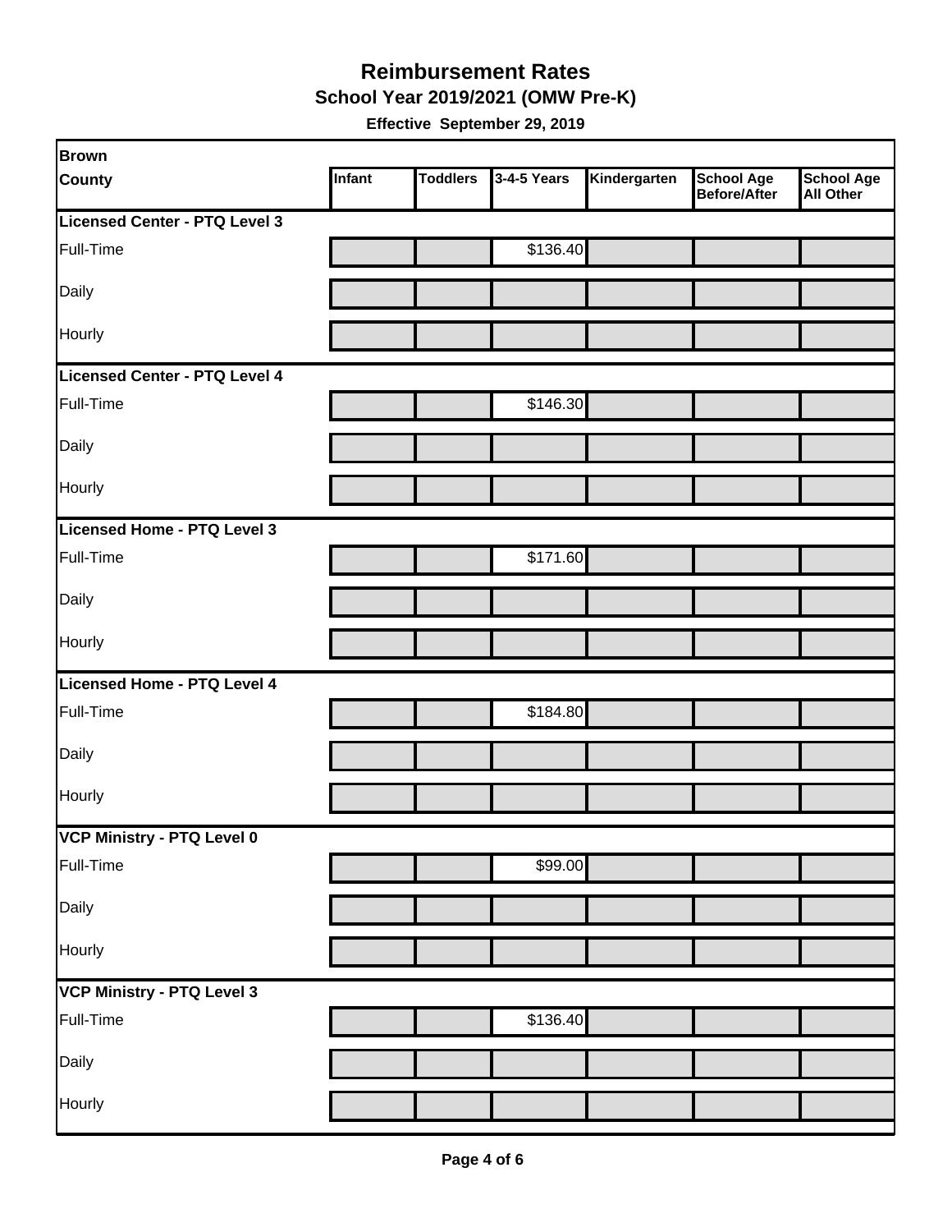# Reimbursement Rates

## School Year 2019/2021 (OMW Pre-K)

**Effective September 29, 2019**

| Brown County | Infant | Toddlers | 3-4-5 Years | Kindergarten | School Age Before/After | School Age All Other |
|---|---|---|---|---|---|---|
| **Licensed Center - PTQ Level 3** | | | | | | |
| Full-Time | | | $136.40 | | | |
| Daily | | | | | | |
| Hourly | | | | | | |
| **Licensed Center - PTQ Level 4** | | | | | | |
| Full-Time | | | $146.30 | | | |
| Daily | | | | | | |
| Hourly | | | | | | |
| **Licensed Home - PTQ Level 3** | | | | | | |
| Full-Time | | | $171.60 | | | |
| Daily | | | | | | |
| Hourly | | | | | | |
| **Licensed Home - PTQ Level 4** | | | | | | |
| Full-Time | | | $184.80 | | | |
| Daily | | | | | | |
| Hourly | | | | | | |
| **VCP Ministry - PTQ Level 0** | | | | | | |
| Full-Time | | | $99.00 | | | |
| Daily | | | | | | |
| Hourly | | | | | | |
| **VCP Ministry - PTQ Level 3** | | | | | | |
| Full-Time | | | $136.40 | | | |
| Daily | | | | | | |
| Hourly | | | | | | |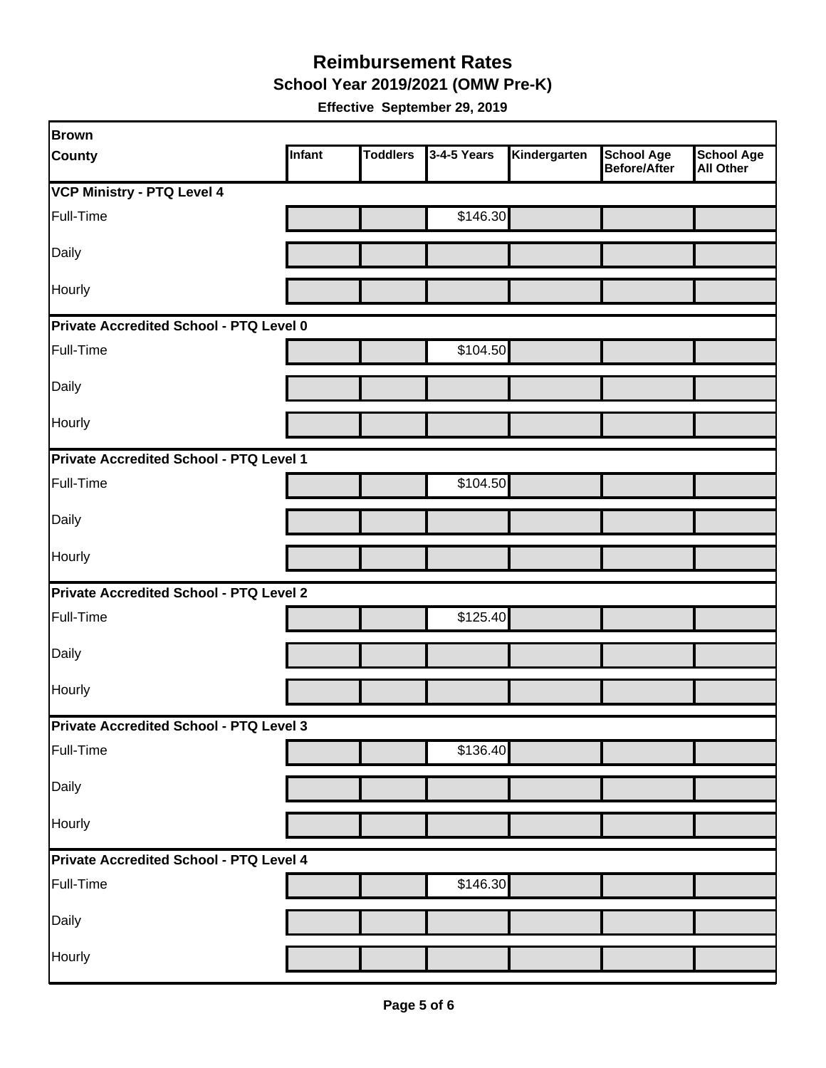# Reimbursement Rates

## School Year 2019/2021 (OMW Pre-K)

**Effective September 29, 2019**

| Brown County | Infant | Toddlers | 3-4-5 Years | Kindergarten | School Age Before/After | School Age All Other |
|---|---|---|---|---|---|---|
| **VCP Ministry - PTQ Level 4** | | | | | | |
| Full-Time | | | $146.30 | | | |
| Daily | | | | | | |
| Hourly | | | | | | |
| **Private Accredited School - PTQ Level 0** | | | | | | |
| Full-Time | | | $104.50 | | | |
| Daily | | | | | | |
| Hourly | | | | | | |
| **Private Accredited School - PTQ Level 1** | | | | | | |
| Full-Time | | | $104.50 | | | |
| Daily | | | | | | |
| Hourly | | | | | | |
| **Private Accredited School - PTQ Level 2** | | | | | | |
| Full-Time | | | $125.40 | | | |
| Daily | | | | | | |
| Hourly | | | | | | |
| **Private Accredited School - PTQ Level 3** | | | | | | |
| Full-Time | | | $136.40 | | | |
| Daily | | | | | | |
| Hourly | | | | | | |
| **Private Accredited School - PTQ Level 4** | | | | | | |
| Full-Time | | | $146.30 | | | |
| Daily | | | | | | |
| Hourly | | | | | | |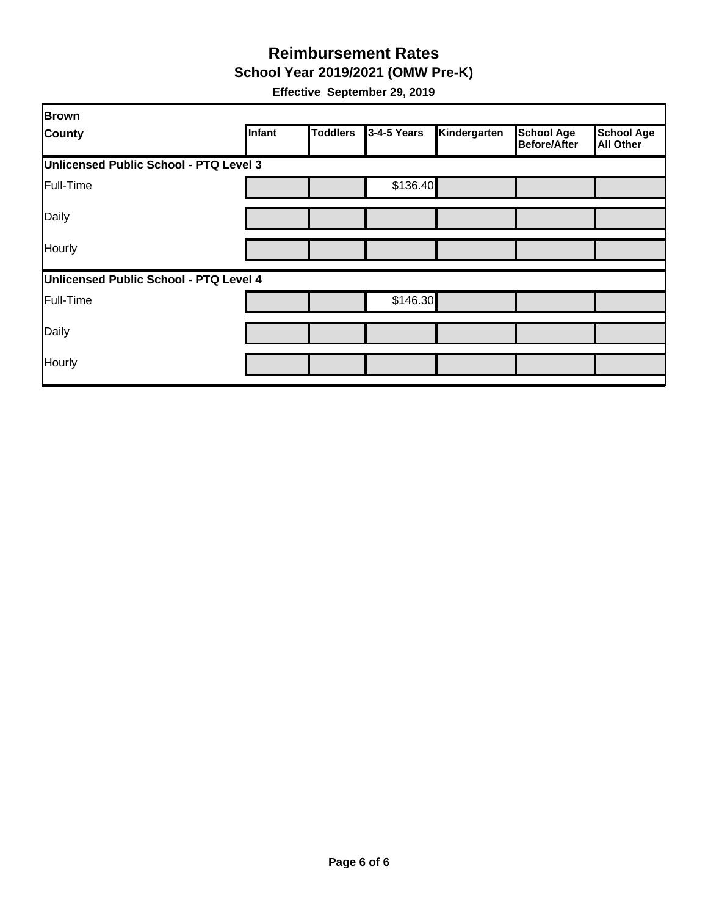# Reimbursement Rates

## School Year 2019/2021 (OMW Pre-K)

**Effective September 29, 2019**

| Brown County | Infant | Toddlers | 3-4-5 Years | Kindergarten | School Age Before/After | School Age All Other |
|---|---|---|---|---|---|---|
| **Unlicensed Public School - PTQ Level 3** | | | | | | |
| Full-Time | | | $136.40 | | | |
| Daily | | | | | | |
| Hourly | | | | | | |
| **Unlicensed Public School - PTQ Level 4** | | | | | | |
| Full-Time | | | $146.30 | | | |
| Daily | | | | | | |
| Hourly | | | | | | |